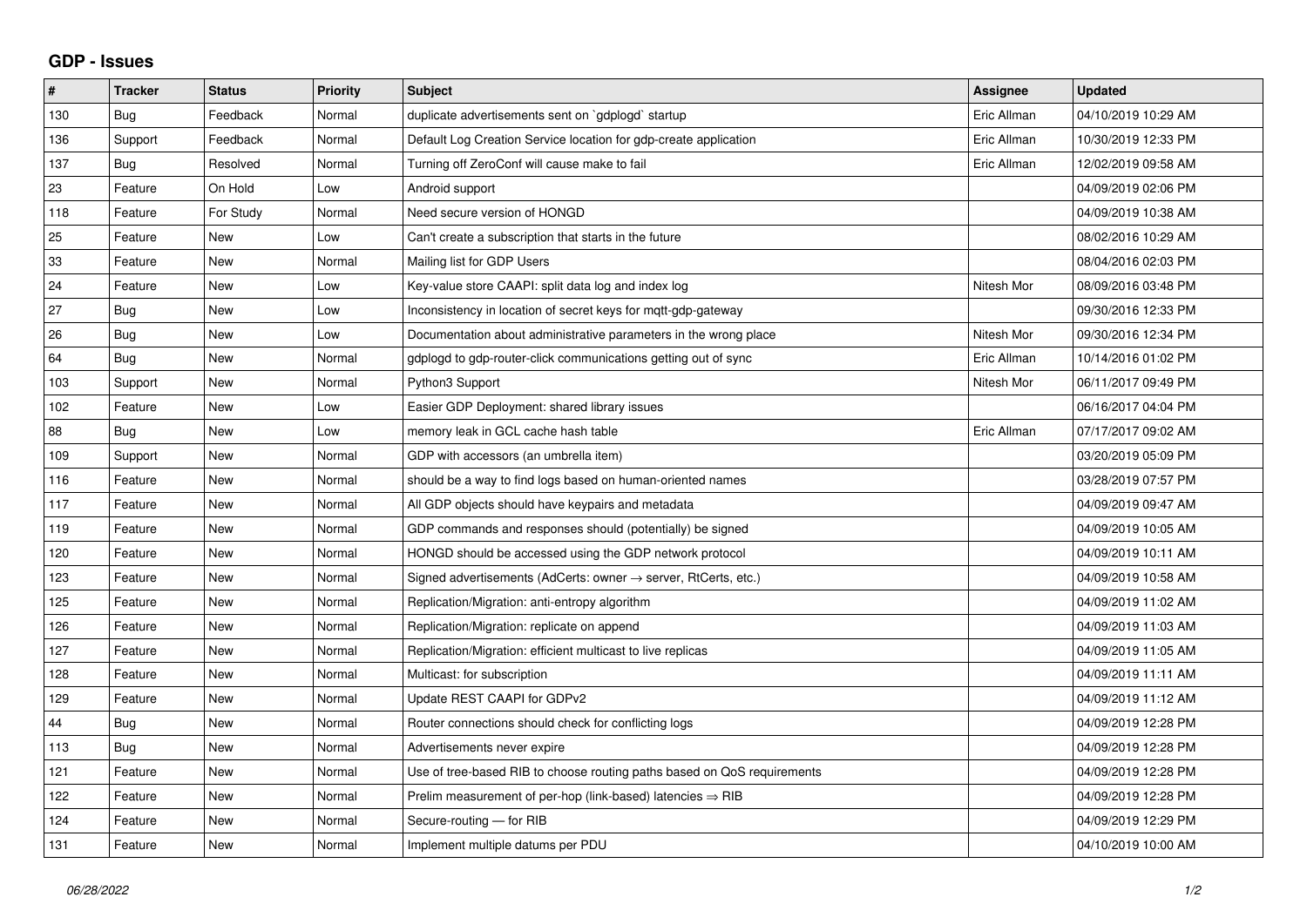## GDP - Issues

| # | Tracker | Status | Priority | Subject | Assignee | Updated |
|---|---|---|---|---|---|---|
| 130 | Bug | Feedback | Normal | duplicate advertisements sent on `gdplogd` startup | Eric Allman | 04/10/2019 10:29 AM |
| 136 | Support | Feedback | Normal | Default Log Creation Service location for gdp-create application | Eric Allman | 10/30/2019 12:33 PM |
| 137 | Bug | Resolved | Normal | Turning off ZeroConf will cause make to fail | Eric Allman | 12/02/2019 09:58 AM |
| 23 | Feature | On Hold | Low | Android support | | 04/09/2019 02:06 PM |
| 118 | Feature | For Study | Normal | Need secure version of HONGD | | 04/09/2019 10:38 AM |
| 25 | Feature | New | Low | Can't create a subscription that starts in the future | | 08/02/2016 10:29 AM |
| 33 | Feature | New | Normal | Mailing list for GDP Users | | 08/04/2016 02:03 PM |
| 24 | Feature | New | Low | Key-value store CAAPI: split data log and index log | Nitesh Mor | 08/09/2016 03:48 PM |
| 27 | Bug | New | Low | Inconsistency in location of secret keys for mqtt-gdp-gateway | | 09/30/2016 12:33 PM |
| 26 | Bug | New | Low | Documentation about administrative parameters in the wrong place | Nitesh Mor | 09/30/2016 12:34 PM |
| 64 | Bug | New | Normal | gdplogd to gdp-router-click communications getting out of sync | Eric Allman | 10/14/2016 01:02 PM |
| 103 | Support | New | Normal | Python3 Support | Nitesh Mor | 06/11/2017 09:49 PM |
| 102 | Feature | New | Low | Easier GDP Deployment: shared library issues | | 06/16/2017 04:04 PM |
| 88 | Bug | New | Low | memory leak in GCL cache hash table | Eric Allman | 07/17/2017 09:02 AM |
| 109 | Support | New | Normal | GDP with accessors (an umbrella item) | | 03/20/2019 05:09 PM |
| 116 | Feature | New | Normal | should be a way to find logs based on human-oriented names | | 03/28/2019 07:57 PM |
| 117 | Feature | New | Normal | All GDP objects should have keypairs and metadata | | 04/09/2019 09:47 AM |
| 119 | Feature | New | Normal | GDP commands and responses should (potentially) be signed | | 04/09/2019 10:05 AM |
| 120 | Feature | New | Normal | HONGD should be accessed using the GDP network protocol | | 04/09/2019 10:11 AM |
| 123 | Feature | New | Normal | Signed advertisements (AdCerts: owner → server, RtCerts, etc.) | | 04/09/2019 10:58 AM |
| 125 | Feature | New | Normal | Replication/Migration: anti-entropy algorithm | | 04/09/2019 11:02 AM |
| 126 | Feature | New | Normal | Replication/Migration: replicate on append | | 04/09/2019 11:03 AM |
| 127 | Feature | New | Normal | Replication/Migration: efficient multicast to live replicas | | 04/09/2019 11:05 AM |
| 128 | Feature | New | Normal | Multicast: for subscription | | 04/09/2019 11:11 AM |
| 129 | Feature | New | Normal | Update REST CAAPI for GDPv2 | | 04/09/2019 11:12 AM |
| 44 | Bug | New | Normal | Router connections should check for conflicting logs | | 04/09/2019 12:28 PM |
| 113 | Bug | New | Normal | Advertisements never expire | | 04/09/2019 12:28 PM |
| 121 | Feature | New | Normal | Use of tree-based RIB to choose routing paths based on QoS requirements | | 04/09/2019 12:28 PM |
| 122 | Feature | New | Normal | Prelim measurement of per-hop (link-based) latencies ⇒ RIB | | 04/09/2019 12:28 PM |
| 124 | Feature | New | Normal | Secure-routing — for RIB | | 04/09/2019 12:29 PM |
| 131 | Feature | New | Normal | Implement multiple datums per PDU | | 04/10/2019 10:00 AM |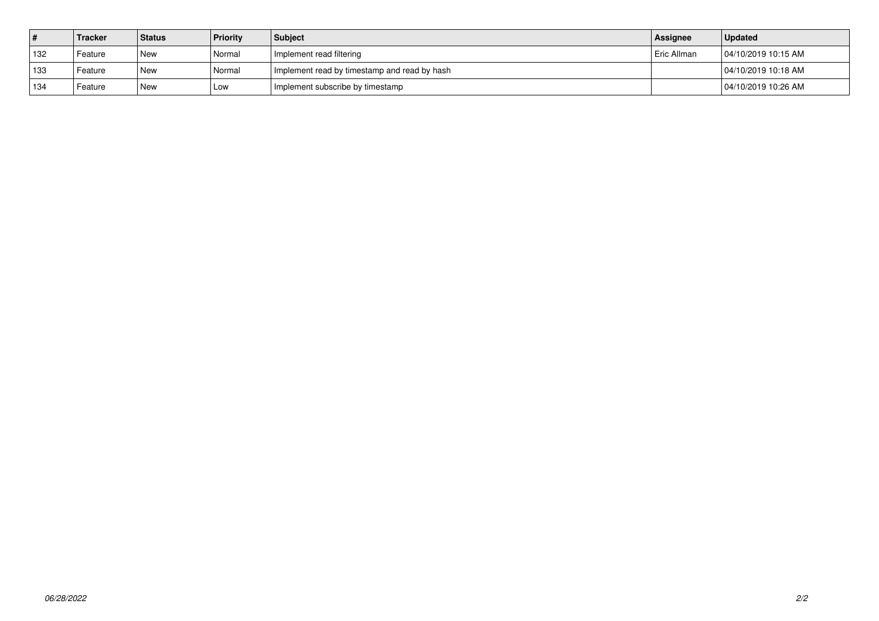| # | Tracker | Status | Priority | Subject | Assignee | Updated |
|---|---|---|---|---|---|---|
| 132 | Feature | New | Normal | Implement read filtering | Eric Allman | 04/10/2019 10:15 AM |
| 133 | Feature | New | Normal | Implement read by timestamp and read by hash | | 04/10/2019 10:18 AM |
| 134 | Feature | New | Low | Implement subscribe by timestamp | | 04/10/2019 10:26 AM |